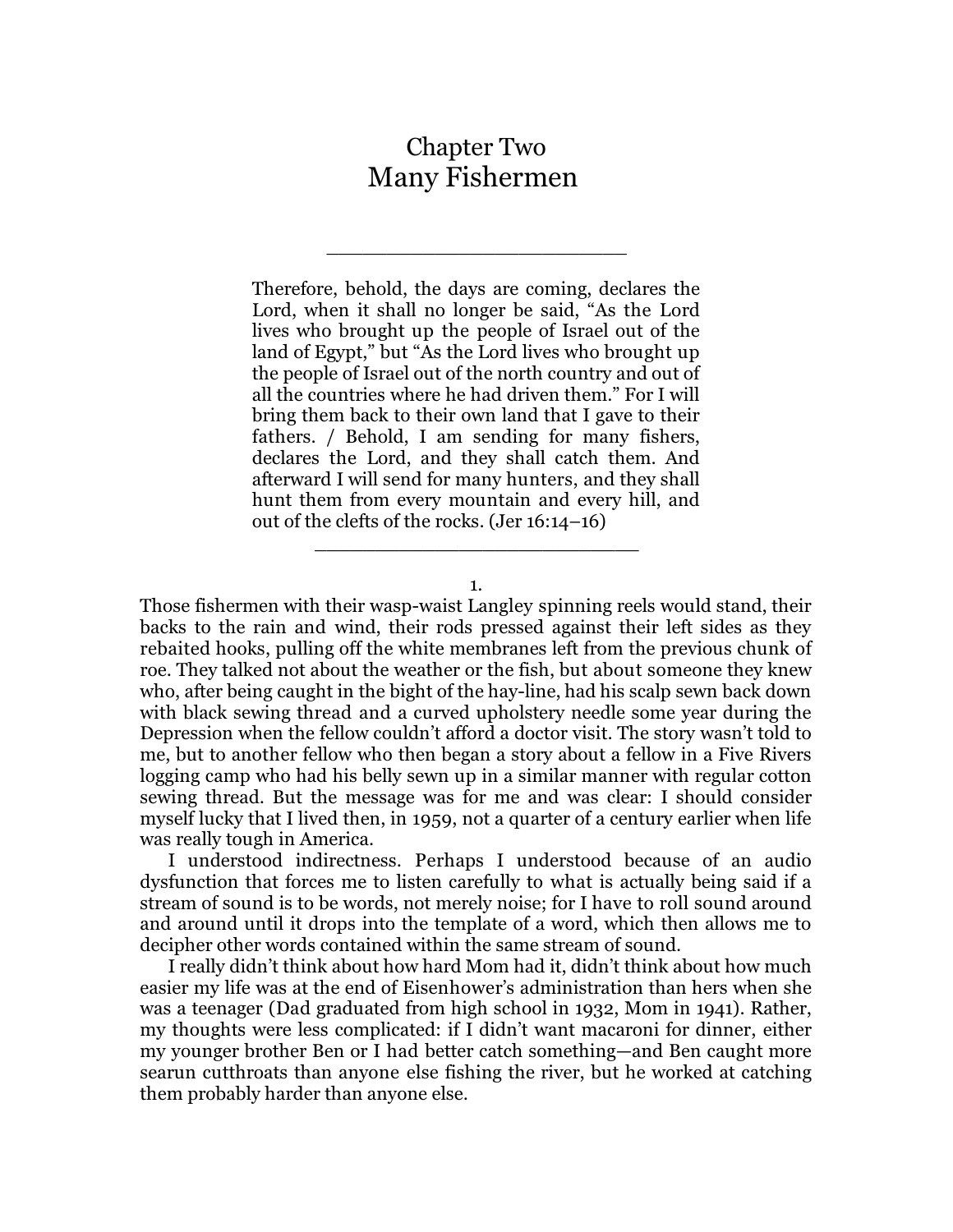# Chapter Two
# Many Fishermen

---

> Therefore, behold, the days are coming, declares the Lord, when it shall no longer be said, "As the Lord lives who brought up the people of Israel out of the land of Egypt," but "As the Lord lives who brought up the people of Israel out of the north country and out of all the countries where he had driven them." For I will bring them back to their own land that I gave to their fathers. / Behold, I am sending for many fishers, declares the Lord, and they shall catch them. And afterward I will send for many hunters, and they shall hunt them from every mountain and every hill, and out of the clefts of the rocks. (Jer 16:14–16)

---

1.

Those fishermen with their wasp-waist Langley spinning reels would stand, their backs to the rain and wind, their rods pressed against their left sides as they rebaited hooks, pulling off the white membranes left from the previous chunk of roe. They talked not about the weather or the fish, but about someone they knew who, after being caught in the bight of the hay-line, had his scalp sewn back down with black sewing thread and a curved upholstery needle some year during the Depression when the fellow couldn't afford a doctor visit. The story wasn't told to me, but to another fellow who then began a story about a fellow in a Five Rivers logging camp who had his belly sewn up in a similar manner with regular cotton sewing thread. But the message was for me and was clear: I should consider myself lucky that I lived then, in 1959, not a quarter of a century earlier when life was really tough in America.

I understood indirectness. Perhaps I understood because of an audio dysfunction that forces me to listen carefully to what is actually being said if a stream of sound is to be words, not merely noise; for I have to roll sound around and around until it drops into the template of a word, which then allows me to decipher other words contained within the same stream of sound.

I really didn't think about how hard Mom had it, didn't think about how much easier my life was at the end of Eisenhower's administration than hers when she was a teenager (Dad graduated from high school in 1932, Mom in 1941). Rather, my thoughts were less complicated: if I didn't want macaroni for dinner, either my younger brother Ben or I had better catch something—and Ben caught more searun cutthroats than anyone else fishing the river, but he worked at catching them probably harder than anyone else.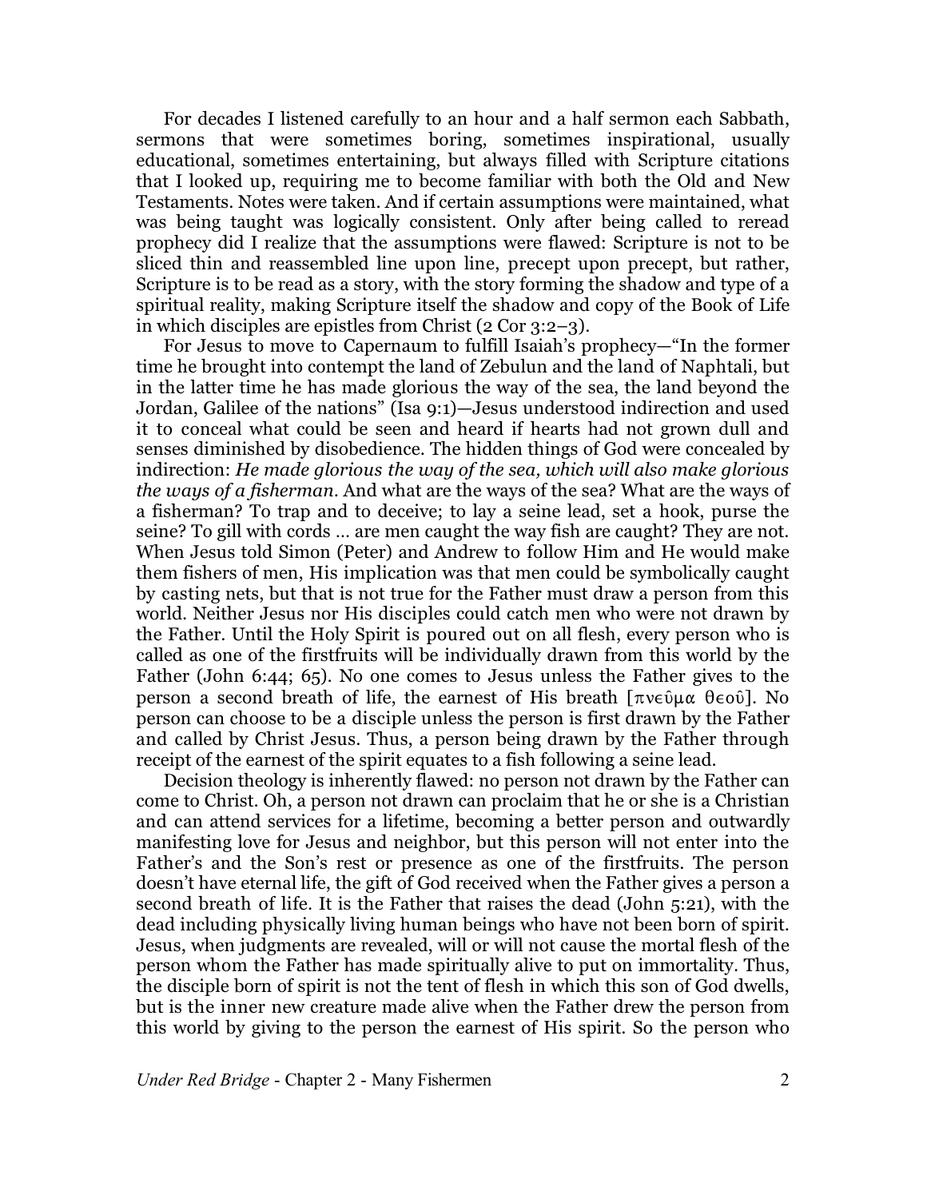For decades I listened carefully to an hour and a half sermon each Sabbath, sermons that were sometimes boring, sometimes inspirational, usually educational, sometimes entertaining, but always filled with Scripture citations that I looked up, requiring me to become familiar with both the Old and New Testaments. Notes were taken. And if certain assumptions were maintained, what was being taught was logically consistent. Only after being called to reread prophecy did I realize that the assumptions were flawed: Scripture is not to be sliced thin and reassembled line upon line, precept upon precept, but rather, Scripture is to be read as a story, with the story forming the shadow and type of a spiritual reality, making Scripture itself the shadow and copy of the Book of Life in which disciples are epistles from Christ (2 Cor 3:2–3).

For Jesus to move to Capernaum to fulfill Isaiah's prophecy—"In the former time he brought into contempt the land of Zebulun and the land of Naphtali, but in the latter time he has made glorious the way of the sea, the land beyond the Jordan, Galilee of the nations" (Isa 9:1)—Jesus understood indirection and used it to conceal what could be seen and heard if hearts had not grown dull and senses diminished by disobedience. The hidden things of God were concealed by indirection: *He made glorious the way of the sea, which will also make glorious the ways of a fisherman*. And what are the ways of the sea? What are the ways of a fisherman? To trap and to deceive; to lay a seine lead, set a hook, purse the seine? To gill with cords … are men caught the way fish are caught? They are not. When Jesus told Simon (Peter) and Andrew to follow Him and He would make them fishers of men, His implication was that men could be symbolically caught by casting nets, but that is not true for the Father must draw a person from this world. Neither Jesus nor His disciples could catch men who were not drawn by the Father. Until the Holy Spirit is poured out on all flesh, every person who is called as one of the firstfruits will be individually drawn from this world by the Father (John 6:44; 65). No one comes to Jesus unless the Father gives to the person a second breath of life, the earnest of His breath [πνεῦμα θεοῦ]. No person can choose to be a disciple unless the person is first drawn by the Father and called by Christ Jesus. Thus, a person being drawn by the Father through receipt of the earnest of the spirit equates to a fish following a seine lead.

Decision theology is inherently flawed: no person not drawn by the Father can come to Christ. Oh, a person not drawn can proclaim that he or she is a Christian and can attend services for a lifetime, becoming a better person and outwardly manifesting love for Jesus and neighbor, but this person will not enter into the Father's and the Son's rest or presence as one of the firstfruits. The person doesn't have eternal life, the gift of God received when the Father gives a person a second breath of life. It is the Father that raises the dead (John 5:21), with the dead including physically living human beings who have not been born of spirit. Jesus, when judgments are revealed, will or will not cause the mortal flesh of the person whom the Father has made spiritually alive to put on immortality. Thus, the disciple born of spirit is not the tent of flesh in which this son of God dwells, but is the inner new creature made alive when the Father drew the person from this world by giving to the person the earnest of His spirit. So the person who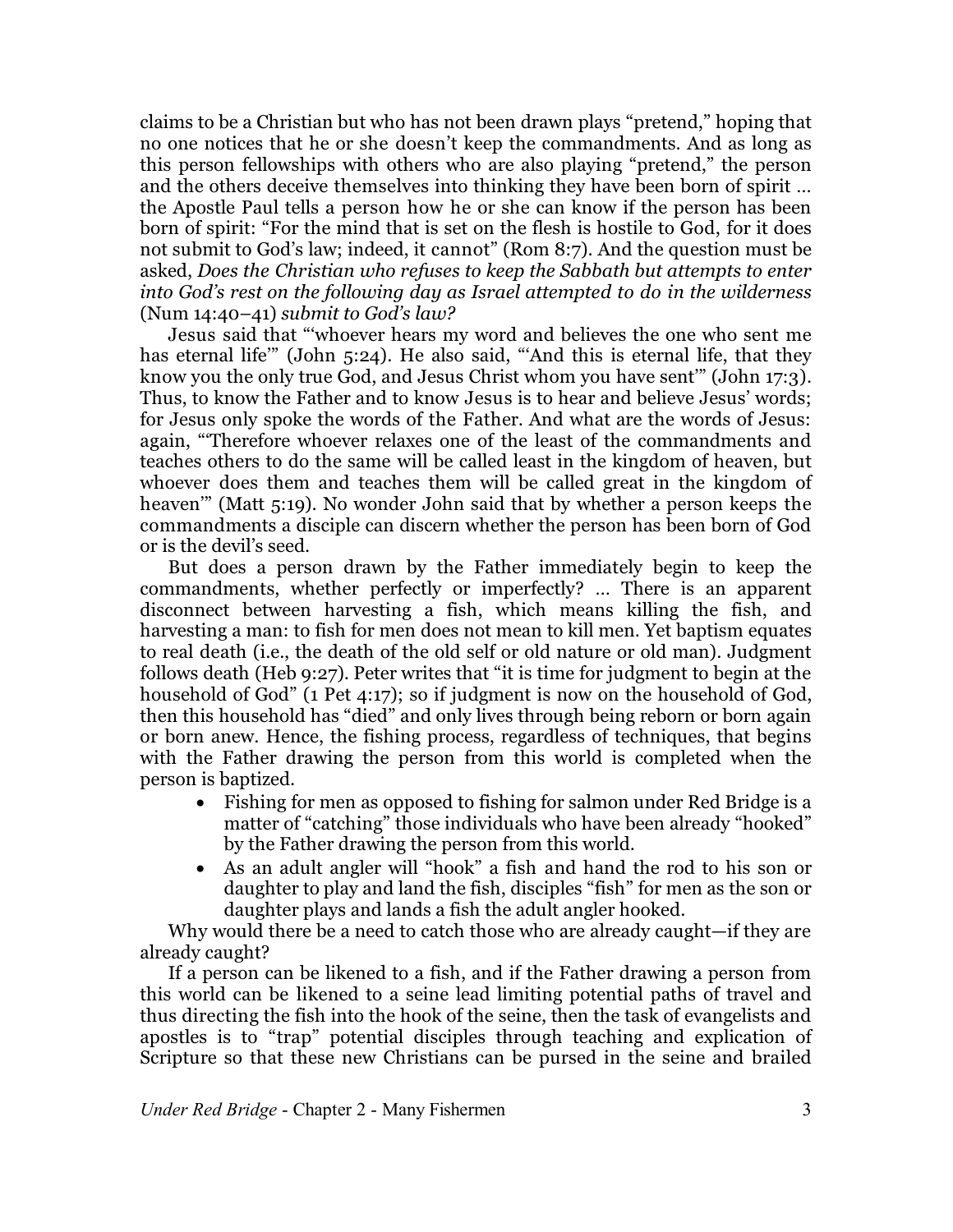claims to be a Christian but who has not been drawn plays "pretend," hoping that no one notices that he or she doesn't keep the commandments. And as long as this person fellowships with others who are also playing "pretend," the person and the others deceive themselves into thinking they have been born of spirit … the Apostle Paul tells a person how he or she can know if the person has been born of spirit: "For the mind that is set on the flesh is hostile to God, for it does not submit to God's law; indeed, it cannot" (Rom 8:7). And the question must be asked, *Does the Christian who refuses to keep the Sabbath but attempts to enter into God's rest on the following day as Israel attempted to do in the wilderness* (Num 14:40–41) *submit to God's law?*

Jesus said that "'whoever hears my word and believes the one who sent me has eternal life'" (John 5:24). He also said, "'And this is eternal life, that they know you the only true God, and Jesus Christ whom you have sent'" (John 17:3). Thus, to know the Father and to know Jesus is to hear and believe Jesus' words; for Jesus only spoke the words of the Father. And what are the words of Jesus: again, "'Therefore whoever relaxes one of the least of the commandments and teaches others to do the same will be called least in the kingdom of heaven, but whoever does them and teaches them will be called great in the kingdom of heaven'" (Matt 5:19). No wonder John said that by whether a person keeps the commandments a disciple can discern whether the person has been born of God or is the devil's seed.

But does a person drawn by the Father immediately begin to keep the commandments, whether perfectly or imperfectly? … There is an apparent disconnect between harvesting a fish, which means killing the fish, and harvesting a man: to fish for men does not mean to kill men. Yet baptism equates to real death (i.e., the death of the old self or old nature or old man). Judgment follows death (Heb 9:27). Peter writes that "it is time for judgment to begin at the household of God" (1 Pet 4:17); so if judgment is now on the household of God, then this household has "died" and only lives through being reborn or born again or born anew. Hence, the fishing process, regardless of techniques, that begins with the Father drawing the person from this world is completed when the person is baptized.

- Fishing for men as opposed to fishing for salmon under Red Bridge is a matter of "catching" those individuals who have been already "hooked" by the Father drawing the person from this world.
- As an adult angler will "hook" a fish and hand the rod to his son or daughter to play and land the fish, disciples "fish" for men as the son or daughter plays and lands a fish the adult angler hooked.

Why would there be a need to catch those who are already caught—if they are already caught?

If a person can be likened to a fish, and if the Father drawing a person from this world can be likened to a seine lead limiting potential paths of travel and thus directing the fish into the hook of the seine, then the task of evangelists and apostles is to "trap" potential disciples through teaching and explication of Scripture so that these new Christians can be pursed in the seine and brailed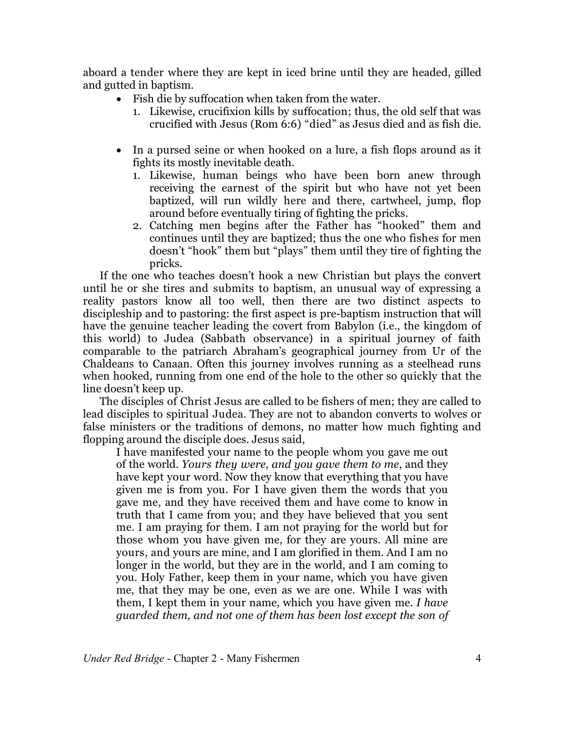aboard a tender where they are kept in iced brine until they are headed, gilled and gutted in baptism.

- Fish die by suffocation when taken from the water.
    1. Likewise, crucifixion kills by suffocation; thus, the old self that was crucified with Jesus (Rom 6:6) "died" as Jesus died and as fish die.

- In a pursed seine or when hooked on a lure, a fish flops around as it fights its mostly inevitable death.
    1. Likewise, human beings who have been born anew through receiving the earnest of the spirit but who have not yet been baptized, will run wildly here and there, cartwheel, jump, flop around before eventually tiring of fighting the pricks.
    2. Catching men begins after the Father has "hooked" them and continues until they are baptized; thus the one who fishes for men doesn't "hook" them but "plays" them until they tire of fighting the pricks.

If the one who teaches doesn't hook a new Christian but plays the convert until he or she tires and submits to baptism, an unusual way of expressing a reality pastors know all too well, then there are two distinct aspects to discipleship and to pastoring: the first aspect is pre-baptism instruction that will have the genuine teacher leading the covert from Babylon (i.e., the kingdom of this world) to Judea (Sabbath observance) in a spiritual journey of faith comparable to the patriarch Abraham's geographical journey from Ur of the Chaldeans to Canaan. Often this journey involves running as a steelhead runs when hooked, running from one end of the hole to the other so quickly that the line doesn't keep up.

The disciples of Christ Jesus are called to be fishers of men; they are called to lead disciples to spiritual Judea. They are not to abandon converts to wolves or false ministers or the traditions of demons, no matter how much fighting and flopping around the disciple does. Jesus said,

> I have manifested your name to the people whom you gave me out of the world. *Yours they were, and you gave them to me*, and they have kept your word. Now they know that everything that you have given me is from you. For I have given them the words that you gave me, and they have received them and have come to know in truth that I came from you; and they have believed that you sent me. I am praying for them. I am not praying for the world but for those whom you have given me, for they are yours. All mine are yours, and yours are mine, and I am glorified in them. And I am no longer in the world, but they are in the world, and I am coming to you. Holy Father, keep them in your name, which you have given me, that they may be one, even as we are one. While I was with them, I kept them in your name, which you have given me. *I have guarded them, and not one of them has been lost except the son of*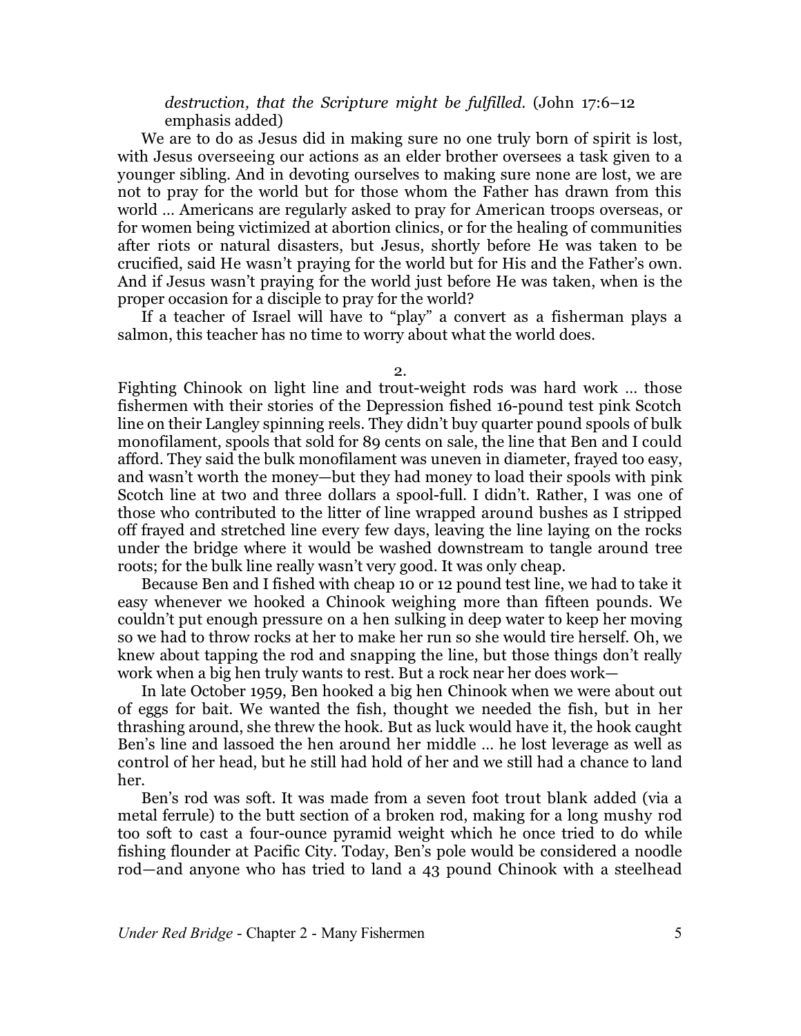*destruction, that the Scripture might be fulfilled.* (John 17:6–12 emphasis added)

We are to do as Jesus did in making sure no one truly born of spirit is lost, with Jesus overseeing our actions as an elder brother oversees a task given to a younger sibling. And in devoting ourselves to making sure none are lost, we are not to pray for the world but for those whom the Father has drawn from this world … Americans are regularly asked to pray for American troops overseas, or for women being victimized at abortion clinics, or for the healing of communities after riots or natural disasters, but Jesus, shortly before He was taken to be crucified, said He wasn't praying for the world but for His and the Father's own. And if Jesus wasn't praying for the world just before He was taken, when is the proper occasion for a disciple to pray for the world?

If a teacher of Israel will have to "play" a convert as a fisherman plays a salmon, this teacher has no time to worry about what the world does.

2.

Fighting Chinook on light line and trout-weight rods was hard work … those fishermen with their stories of the Depression fished 16-pound test pink Scotch line on their Langley spinning reels. They didn't buy quarter pound spools of bulk monofilament, spools that sold for 89 cents on sale, the line that Ben and I could afford. They said the bulk monofilament was uneven in diameter, frayed too easy, and wasn't worth the money—but they had money to load their spools with pink Scotch line at two and three dollars a spool-full. I didn't. Rather, I was one of those who contributed to the litter of line wrapped around bushes as I stripped off frayed and stretched line every few days, leaving the line laying on the rocks under the bridge where it would be washed downstream to tangle around tree roots; for the bulk line really wasn't very good. It was only cheap.

Because Ben and I fished with cheap 10 or 12 pound test line, we had to take it easy whenever we hooked a Chinook weighing more than fifteen pounds. We couldn't put enough pressure on a hen sulking in deep water to keep her moving so we had to throw rocks at her to make her run so she would tire herself. Oh, we knew about tapping the rod and snapping the line, but those things don't really work when a big hen truly wants to rest. But a rock near her does work—

In late October 1959, Ben hooked a big hen Chinook when we were about out of eggs for bait. We wanted the fish, thought we needed the fish, but in her thrashing around, she threw the hook. But as luck would have it, the hook caught Ben's line and lassoed the hen around her middle … he lost leverage as well as control of her head, but he still had hold of her and we still had a chance to land her.

Ben's rod was soft. It was made from a seven foot trout blank added (via a metal ferrule) to the butt section of a broken rod, making for a long mushy rod too soft to cast a four-ounce pyramid weight which he once tried to do while fishing flounder at Pacific City. Today, Ben's pole would be considered a noodle rod—and anyone who has tried to land a 43 pound Chinook with a steelhead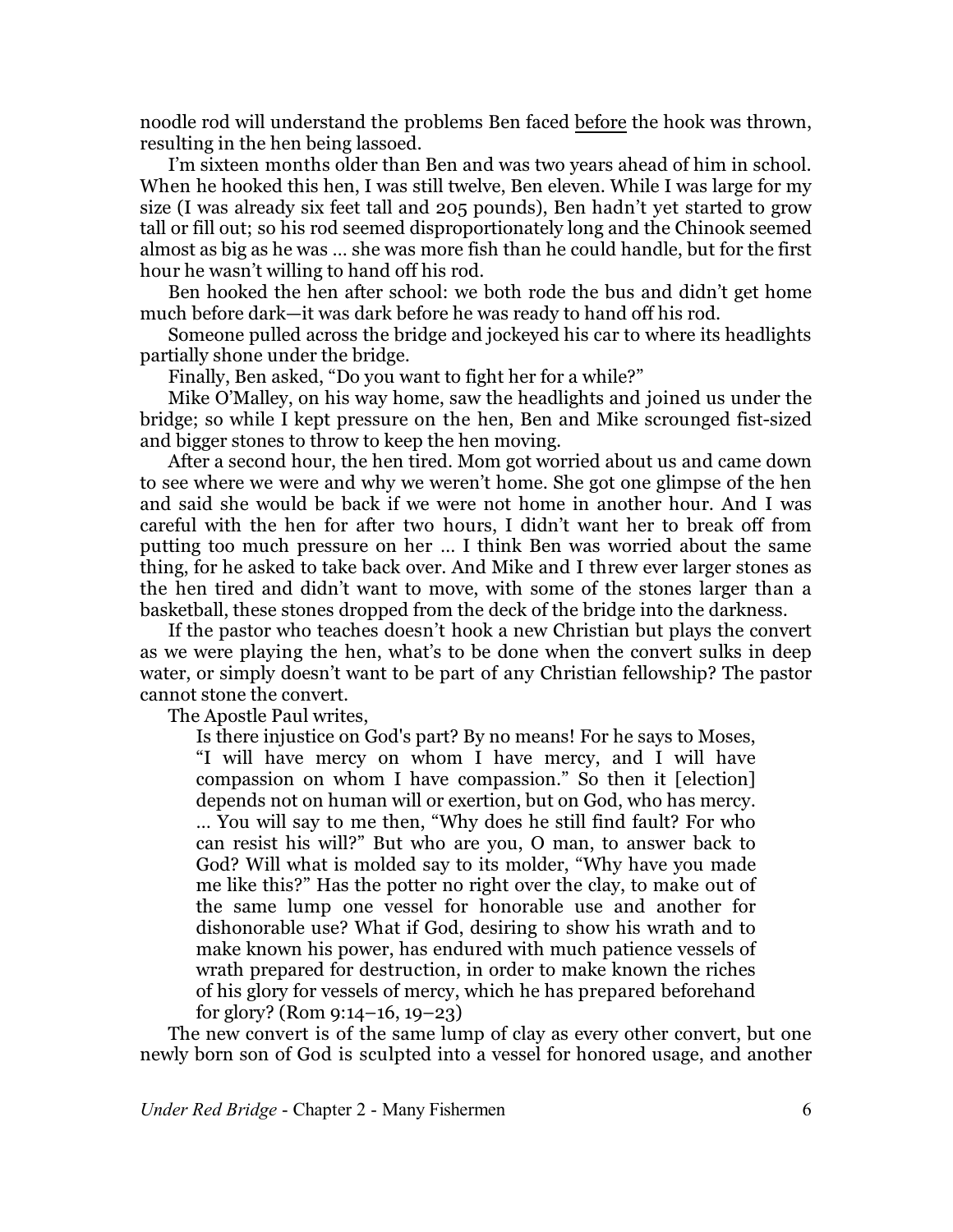noodle rod will understand the problems Ben faced <u>before</u> the hook was thrown, resulting in the hen being lassoed.

I'm sixteen months older than Ben and was two years ahead of him in school. When he hooked this hen, I was still twelve, Ben eleven. While I was large for my size (I was already six feet tall and 205 pounds), Ben hadn't yet started to grow tall or fill out; so his rod seemed disproportionately long and the Chinook seemed almost as big as he was … she was more fish than he could handle, but for the first hour he wasn't willing to hand off his rod.

Ben hooked the hen after school: we both rode the bus and didn't get home much before dark—it was dark before he was ready to hand off his rod.

Someone pulled across the bridge and jockeyed his car to where its headlights partially shone under the bridge.

Finally, Ben asked, "Do you want to fight her for a while?"

Mike O'Malley, on his way home, saw the headlights and joined us under the bridge; so while I kept pressure on the hen, Ben and Mike scrounged fist-sized and bigger stones to throw to keep the hen moving.

After a second hour, the hen tired. Mom got worried about us and came down to see where we were and why we weren't home. She got one glimpse of the hen and said she would be back if we were not home in another hour. And I was careful with the hen for after two hours, I didn't want her to break off from putting too much pressure on her … I think Ben was worried about the same thing, for he asked to take back over. And Mike and I threw ever larger stones as the hen tired and didn't want to move, with some of the stones larger than a basketball, these stones dropped from the deck of the bridge into the darkness.

If the pastor who teaches doesn't hook a new Christian but plays the convert as we were playing the hen, what's to be done when the convert sulks in deep water, or simply doesn't want to be part of any Christian fellowship? The pastor cannot stone the convert.

The Apostle Paul writes,

> Is there injustice on God's part? By no means! For he says to Moses, "I will have mercy on whom I have mercy, and I will have compassion on whom I have compassion." So then it [election] depends not on human will or exertion, but on God, who has mercy. … You will say to me then, "Why does he still find fault? For who can resist his will?" But who are you, O man, to answer back to God? Will what is molded say to its molder, "Why have you made me like this?" Has the potter no right over the clay, to make out of the same lump one vessel for honorable use and another for dishonorable use? What if God, desiring to show his wrath and to make known his power, has endured with much patience vessels of wrath prepared for destruction, in order to make known the riches of his glory for vessels of mercy, which he has prepared beforehand for glory? (Rom 9:14–16, 19–23)

The new convert is of the same lump of clay as every other convert, but one newly born son of God is sculpted into a vessel for honored usage, and another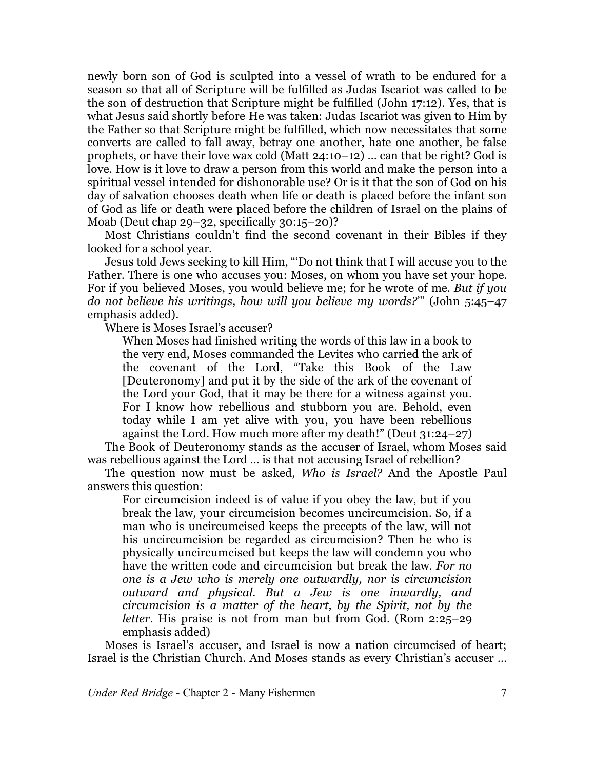newly born son of God is sculpted into a vessel of wrath to be endured for a season so that all of Scripture will be fulfilled as Judas Iscariot was called to be the son of destruction that Scripture might be fulfilled (John 17:12). Yes, that is what Jesus said shortly before He was taken: Judas Iscariot was given to Him by the Father so that Scripture might be fulfilled, which now necessitates that some converts are called to fall away, betray one another, hate one another, be false prophets, or have their love wax cold (Matt 24:10–12) … can that be right? God is love. How is it love to draw a person from this world and make the person into a spiritual vessel intended for dishonorable use? Or is it that the son of God on his day of salvation chooses death when life or death is placed before the infant son of God as life or death were placed before the children of Israel on the plains of Moab (Deut chap 29–32, specifically 30:15–20)?

Most Christians couldn't find the second covenant in their Bibles if they looked for a school year.

Jesus told Jews seeking to kill Him, "'Do not think that I will accuse you to the Father. There is one who accuses you: Moses, on whom you have set your hope. For if you believed Moses, you would believe me; for he wrote of me. *But if you do not believe his writings, how will you believe my words?*'" (John 5:45–47 emphasis added).

Where is Moses Israel's accuser?

> When Moses had finished writing the words of this law in a book to the very end, Moses commanded the Levites who carried the ark of the covenant of the Lord, "Take this Book of the Law [Deuteronomy] and put it by the side of the ark of the covenant of the Lord your God, that it may be there for a witness against you. For I know how rebellious and stubborn you are. Behold, even today while I am yet alive with you, you have been rebellious against the Lord. How much more after my death!" (Deut 31:24–27)

The Book of Deuteronomy stands as the accuser of Israel, whom Moses said was rebellious against the Lord … is that not accusing Israel of rebellion?

The question now must be asked, *Who is Israel?* And the Apostle Paul answers this question:

> For circumcision indeed is of value if you obey the law, but if you break the law, your circumcision becomes uncircumcision. So, if a man who is uncircumcised keeps the precepts of the law, will not his uncircumcision be regarded as circumcision? Then he who is physically uncircumcised but keeps the law will condemn you who have the written code and circumcision but break the law. *For no one is a Jew who is merely one outwardly, nor is circumcision outward and physical. But a Jew is one inwardly, and circumcision is a matter of the heart, by the Spirit, not by the letter.* His praise is not from man but from God. (Rom 2:25–29 emphasis added)

Moses is Israel's accuser, and Israel is now a nation circumcised of heart; Israel is the Christian Church. And Moses stands as every Christian's accuser …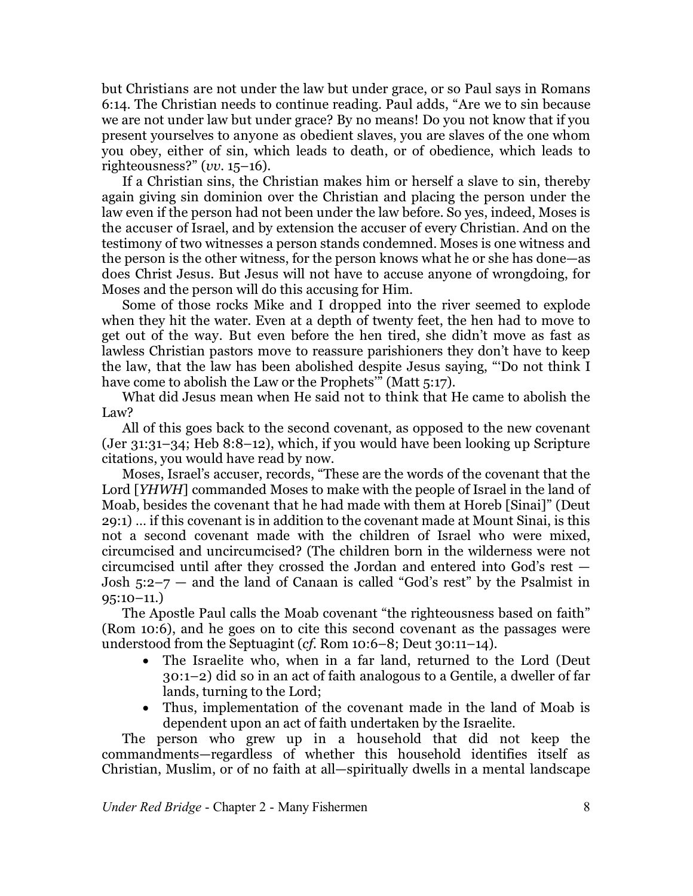but Christians are not under the law but under grace, or so Paul says in Romans 6:14. The Christian needs to continue reading. Paul adds, "Are we to sin because we are not under law but under grace? By no means! Do you not know that if you present yourselves to anyone as obedient slaves, you are slaves of the one whom you obey, either of sin, which leads to death, or of obedience, which leads to righteousness?" (*vv*. 15–16).

If a Christian sins, the Christian makes him or herself a slave to sin, thereby again giving sin dominion over the Christian and placing the person under the law even if the person had not been under the law before. So yes, indeed, Moses is the accuser of Israel, and by extension the accuser of every Christian. And on the testimony of two witnesses a person stands condemned. Moses is one witness and the person is the other witness, for the person knows what he or she has done—as does Christ Jesus. But Jesus will not have to accuse anyone of wrongdoing, for Moses and the person will do this accusing for Him.

Some of those rocks Mike and I dropped into the river seemed to explode when they hit the water. Even at a depth of twenty feet, the hen had to move to get out of the way. But even before the hen tired, she didn't move as fast as lawless Christian pastors move to reassure parishioners they don't have to keep the law, that the law has been abolished despite Jesus saying, "'Do not think I have come to abolish the Law or the Prophets'" (Matt 5:17).

What did Jesus mean when He said not to think that He came to abolish the Law?

All of this goes back to the second covenant, as opposed to the new covenant (Jer 31:31–34; Heb 8:8–12), which, if you would have been looking up Scripture citations, you would have read by now.

Moses, Israel's accuser, records, "These are the words of the covenant that the Lord [*YHWH*] commanded Moses to make with the people of Israel in the land of Moab, besides the covenant that he had made with them at Horeb [Sinai]" (Deut 29:1) … if this covenant is in addition to the covenant made at Mount Sinai, is this not a second covenant made with the children of Israel who were mixed, circumcised and uncircumcised? (The children born in the wilderness were not circumcised until after they crossed the Jordan and entered into God's rest — Josh 5:2–7 — and the land of Canaan is called "God's rest" by the Psalmist in 95:10–11.)

The Apostle Paul calls the Moab covenant "the righteousness based on faith" (Rom 10:6), and he goes on to cite this second covenant as the passages were understood from the Septuagint (*cf*. Rom 10:6–8; Deut 30:11–14).

- The Israelite who, when in a far land, returned to the Lord (Deut 30:1–2) did so in an act of faith analogous to a Gentile, a dweller of far lands, turning to the Lord;
- Thus, implementation of the covenant made in the land of Moab is dependent upon an act of faith undertaken by the Israelite.

The person who grew up in a household that did not keep the commandments—regardless of whether this household identifies itself as Christian, Muslim, or of no faith at all—spiritually dwells in a mental landscape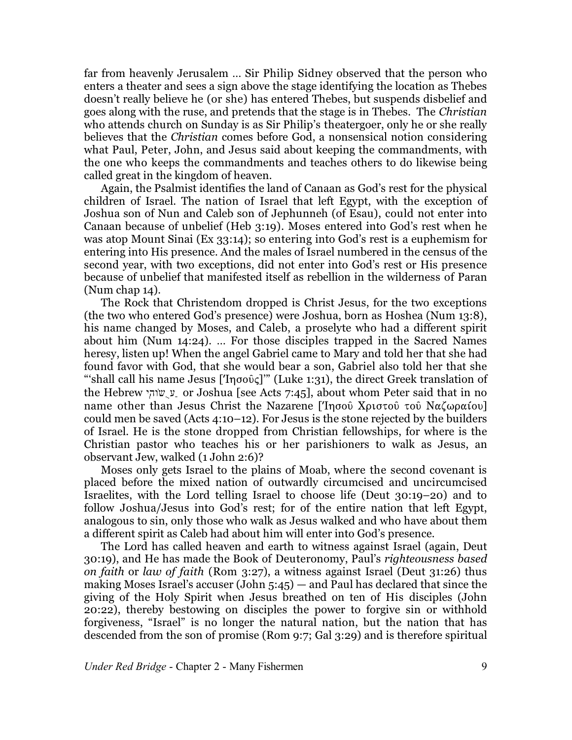far from heavenly Jerusalem … Sir Philip Sidney observed that the person who enters a theater and sees a sign above the stage identifying the location as Thebes doesn't really believe he (or she) has entered Thebes, but suspends disbelief and goes along with the ruse, and pretends that the stage is in Thebes. The *Christian* who attends church on Sunday is as Sir Philip's theatergoer, only he or she really believes that the *Christian* comes before God, a nonsensical notion considering what Paul, Peter, John, and Jesus said about keeping the commandments, with the one who keeps the commandments and teaches others to do likewise being called great in the kingdom of heaven.

Again, the Psalmist identifies the land of Canaan as God's rest for the physical children of Israel. The nation of Israel that left Egypt, with the exception of Joshua son of Nun and Caleb son of Jephunneh (of Esau), could not enter into Canaan because of unbelief (Heb 3:19). Moses entered into God's rest when he was atop Mount Sinai (Ex 33:14); so entering into God's rest is a euphemism for entering into His presence. And the males of Israel numbered in the census of the second year, with two exceptions, did not enter into God's rest or His presence because of unbelief that manifested itself as rebellion in the wilderness of Paran (Num chap 14).

The Rock that Christendom dropped is Christ Jesus, for the two exceptions (the two who entered God's presence) were Joshua, born as Hoshea (Num 13:8), his name changed by Moses, and Caleb, a proselyte who had a different spirit about him (Num 14:24). … For those disciples trapped in the Sacred Names heresy, listen up! When the angel Gabriel came to Mary and told her that she had found favor with God, that she would bear a son, Gabriel also told her that she "'shall call his name Jesus [Ἰησοῦς]'" (Luke 1:31), the direct Greek translation of the Hebrew יְהוֹשֻׁעַ or Joshua [see Acts 7:45], about whom Peter said that in no name other than Jesus Christ the Nazarene [Ἰησοῦ Χριστοῦ τοῦ Ναζωραίου] could men be saved (Acts 4:10–12). For Jesus is the stone rejected by the builders of Israel. He is the stone dropped from Christian fellowships, for where is the Christian pastor who teaches his or her parishioners to walk as Jesus, an observant Jew, walked (1 John 2:6)?

Moses only gets Israel to the plains of Moab, where the second covenant is placed before the mixed nation of outwardly circumcised and uncircumcised Israelites, with the Lord telling Israel to choose life (Deut 30:19–20) and to follow Joshua/Jesus into God's rest; for of the entire nation that left Egypt, analogous to sin, only those who walk as Jesus walked and who have about them a different spirit as Caleb had about him will enter into God's presence.

The Lord has called heaven and earth to witness against Israel (again, Deut 30:19), and He has made the Book of Deuteronomy, Paul's *righteousness based on faith* or *law of faith* (Rom 3:27), a witness against Israel (Deut 31:26) thus making Moses Israel's accuser (John 5:45) — and Paul has declared that since the giving of the Holy Spirit when Jesus breathed on ten of His disciples (John 20:22), thereby bestowing on disciples the power to forgive sin or withhold forgiveness, "Israel" is no longer the natural nation, but the nation that has descended from the son of promise (Rom 9:7; Gal 3:29) and is therefore spiritual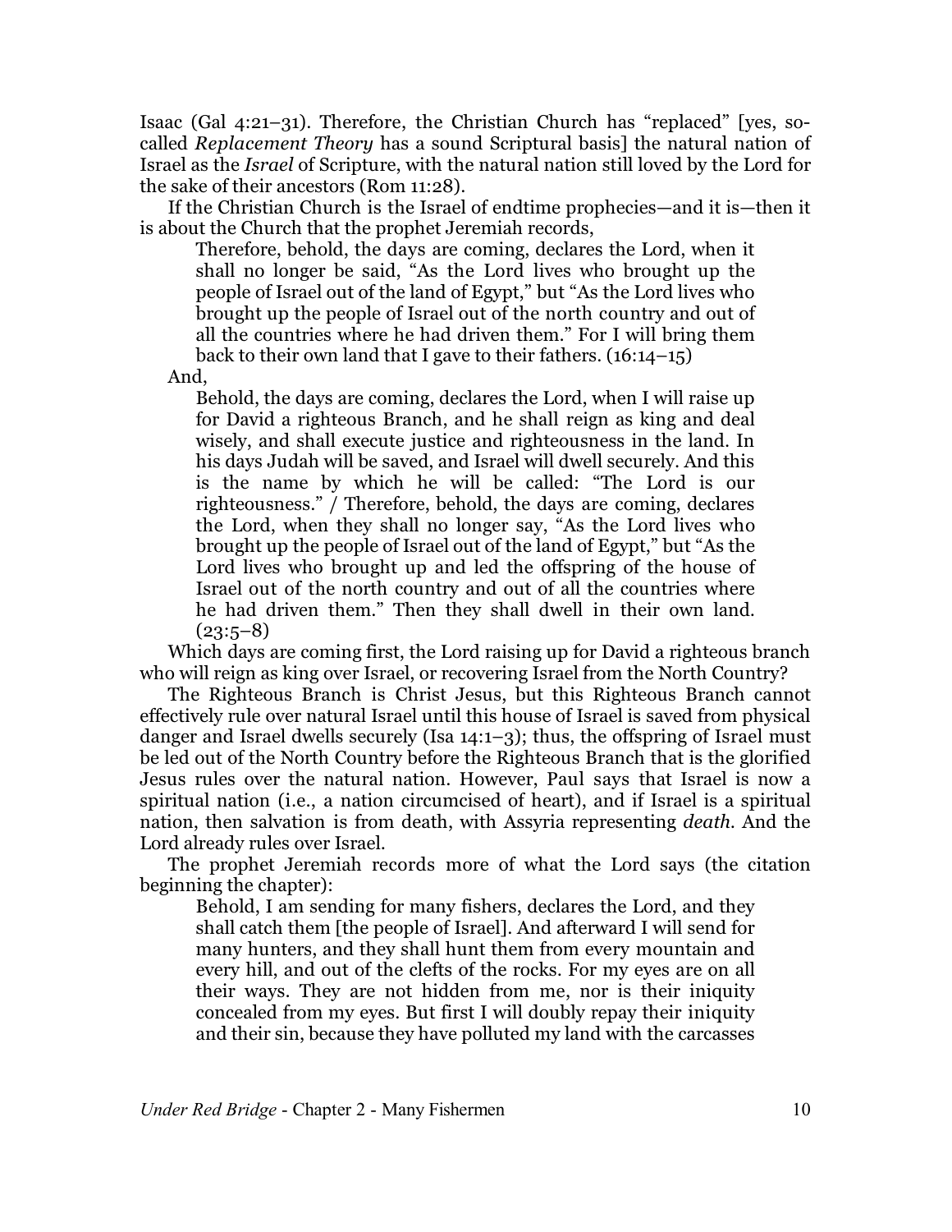Isaac (Gal 4:21–31). Therefore, the Christian Church has "replaced" [yes, so-called *Replacement Theory* has a sound Scriptural basis] the natural nation of Israel as the *Israel* of Scripture, with the natural nation still loved by the Lord for the sake of their ancestors (Rom 11:28).

If the Christian Church is the Israel of endtime prophecies—and it is—then it is about the Church that the prophet Jeremiah records,

> Therefore, behold, the days are coming, declares the Lord, when it shall no longer be said, "As the Lord lives who brought up the people of Israel out of the land of Egypt," but "As the Lord lives who brought up the people of Israel out of the north country and out of all the countries where he had driven them." For I will bring them back to their own land that I gave to their fathers. (16:14–15)

And,

> Behold, the days are coming, declares the Lord, when I will raise up for David a righteous Branch, and he shall reign as king and deal wisely, and shall execute justice and righteousness in the land. In his days Judah will be saved, and Israel will dwell securely. And this is the name by which he will be called: "The Lord is our righteousness." / Therefore, behold, the days are coming, declares the Lord, when they shall no longer say, "As the Lord lives who brought up the people of Israel out of the land of Egypt," but "As the Lord lives who brought up and led the offspring of the house of Israel out of the north country and out of all the countries where he had driven them." Then they shall dwell in their own land. (23:5–8)

Which days are coming first, the Lord raising up for David a righteous branch who will reign as king over Israel, or recovering Israel from the North Country?

The Righteous Branch is Christ Jesus, but this Righteous Branch cannot effectively rule over natural Israel until this house of Israel is saved from physical danger and Israel dwells securely (Isa 14:1–3); thus, the offspring of Israel must be led out of the North Country before the Righteous Branch that is the glorified Jesus rules over the natural nation. However, Paul says that Israel is now a spiritual nation (i.e., a nation circumcised of heart), and if Israel is a spiritual nation, then salvation is from death, with Assyria representing *death*. And the Lord already rules over Israel.

The prophet Jeremiah records more of what the Lord says (the citation beginning the chapter):

> Behold, I am sending for many fishers, declares the Lord, and they shall catch them [the people of Israel]. And afterward I will send for many hunters, and they shall hunt them from every mountain and every hill, and out of the clefts of the rocks. For my eyes are on all their ways. They are not hidden from me, nor is their iniquity concealed from my eyes. But first I will doubly repay their iniquity and their sin, because they have polluted my land with the carcasses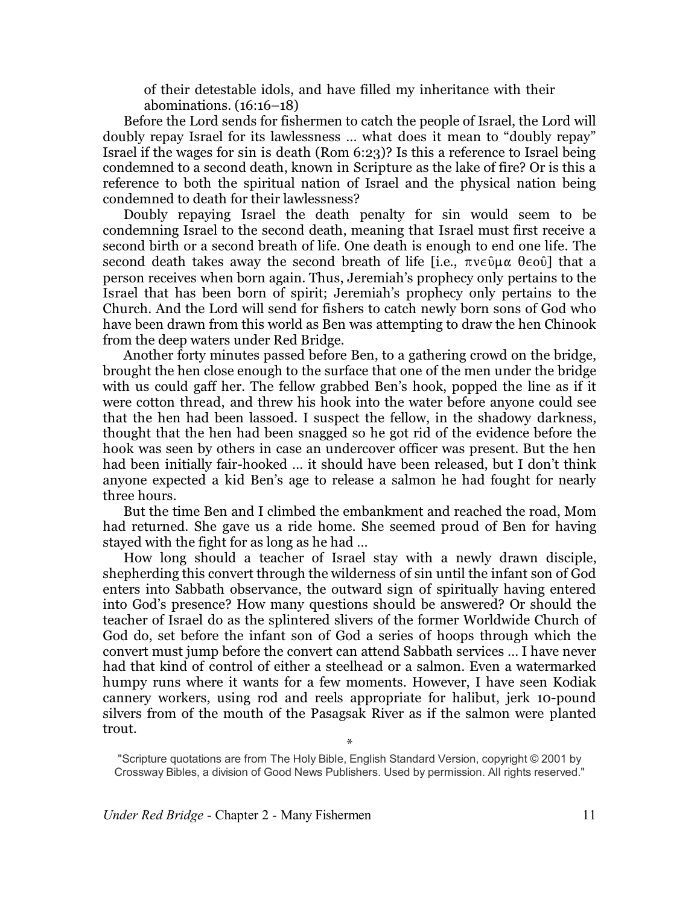> of their detestable idols, and have filled my inheritance with their abominations. (16:16–18)

Before the Lord sends for fishermen to catch the people of Israel, the Lord will doubly repay Israel for its lawlessness … what does it mean to "doubly repay" Israel if the wages for sin is death (Rom 6:23)? Is this a reference to Israel being condemned to a second death, known in Scripture as the lake of fire? Or is this a reference to both the spiritual nation of Israel and the physical nation being condemned to death for their lawlessness?

Doubly repaying Israel the death penalty for sin would seem to be condemning Israel to the second death, meaning that Israel must first receive a second birth or a second breath of life. One death is enough to end one life. The second death takes away the second breath of life [i.e., πνεῦμα θεοῦ] that a person receives when born again. Thus, Jeremiah's prophecy only pertains to the Israel that has been born of spirit; Jeremiah's prophecy only pertains to the Church. And the Lord will send for fishers to catch newly born sons of God who have been drawn from this world as Ben was attempting to draw the hen Chinook from the deep waters under Red Bridge.

Another forty minutes passed before Ben, to a gathering crowd on the bridge, brought the hen close enough to the surface that one of the men under the bridge with us could gaff her. The fellow grabbed Ben's hook, popped the line as if it were cotton thread, and threw his hook into the water before anyone could see that the hen had been lassoed. I suspect the fellow, in the shadowy darkness, thought that the hen had been snagged so he got rid of the evidence before the hook was seen by others in case an undercover officer was present. But the hen had been initially fair-hooked … it should have been released, but I don't think anyone expected a kid Ben's age to release a salmon he had fought for nearly three hours.

But the time Ben and I climbed the embankment and reached the road, Mom had returned. She gave us a ride home. She seemed proud of Ben for having stayed with the fight for as long as he had …

How long should a teacher of Israel stay with a newly drawn disciple, shepherding this convert through the wilderness of sin until the infant son of God enters into Sabbath observance, the outward sign of spiritually having entered into God's presence? How many questions should be answered? Or should the teacher of Israel do as the splintered slivers of the former Worldwide Church of God do, set before the infant son of God a series of hoops through which the convert must jump before the convert can attend Sabbath services … I have never had that kind of control of either a steelhead or a salmon. Even a watermarked humpy runs where it wants for a few moments. However, I have seen Kodiak cannery workers, using rod and reels appropriate for halibut, jerk 10-pound silvers from of the mouth of the Pasagsak River as if the salmon were planted trout.

*

"Scripture quotations are from The Holy Bible, English Standard Version, copyright © 2001 by Crossway Bibles, a division of Good News Publishers. Used by permission. All rights reserved."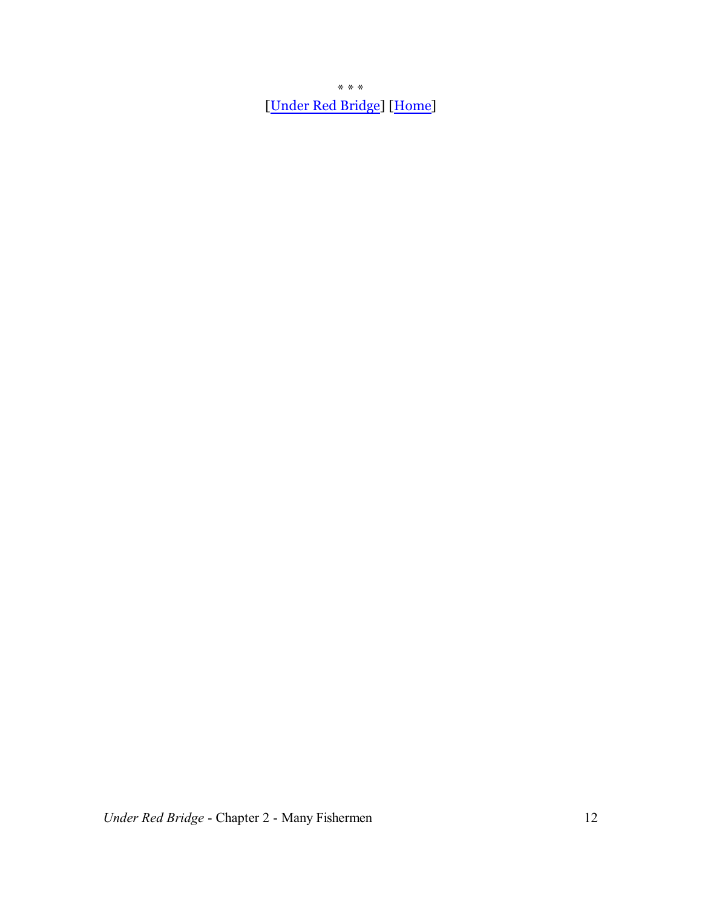* * *

[Under Red Bridge] [Home]